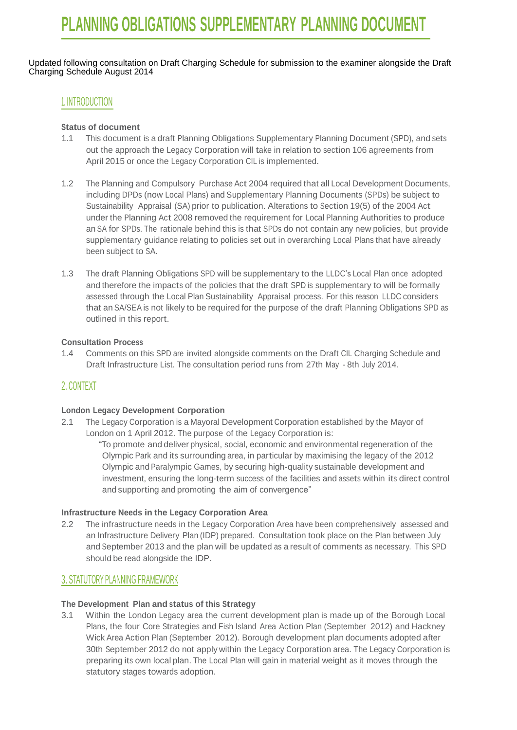# PLANNING OBLIGATIONS SUPPLEMENTARY PLANNING DOCUMENT

Updated following consultation on Draft Charging Schedule for submission to the examiner alongside the Draft Charging Schedule August 2014

## 1. INTRODUCTION

### Status of document

1.1 This document is a draft Planning Obligations Supplementary Planning Document (SPD), and sets out the approach the Legacy Corporation will take in relation to section 106 agreements from April 2015 or once the Legacy Corporation CIL is implemented.

1.2 The Planning and Compulsory Purchase Act 2004 required that all Local Development Documents, including DPDs (now Local Plans) and Supplementary Planning Documents (SPDs) be subject to Sustainability Appraisal (SA) prior to publication. Alterations to Section 19(5) of the 2004 Act under the Planning Act 2008 removed the requirement for Local Planning Authorities to produce an SA for SPDs. The rationale behind this is that SPDs do not contain any new policies, but provide supplementary guidance relating to policies set out in overarching Local Plans that have already been subject to SA.

1.3 The draft Planning Obligations SPD will be supplementary to the LLDC's Local Plan once adopted and therefore the impacts of the policies that the draft SPD is supplementary to will be formally assessed through the Local Plan Sustainability Appraisal process. For this reason LLDC considers that an SA/SEA is not likely to be required for the purpose of the draft Planning Obligations SPD as outlined in this report.

### Consultation Process

1.4 Comments on this SPD are invited alongside comments on the Draft CIL Charging Schedule and Draft Infrastructure List. The consultation period runs from 27th May - 8th July 2014.

## 2. CONTEXT

### London Legacy Development Corporation

2.1 The Legacy Corporation is a Mayoral Development Corporation established by the Mayor of London on 1 April 2012. The purpose of the Legacy Corporation is:

> "To promote and deliver physical, social, economic and environmental regeneration of the Olympic Park and its surrounding area, in particular by maximising the legacy of the 2012 Olympic and Paralympic Games, by securing high-quality sustainable development and investment, ensuring the long-term success of the facilities and assets within its direct control and supporting and promoting the aim of convergence"

### Infrastructure Needs in the Legacy Corporation Area

2.2 The infrastructure needs in the Legacy Corporation Area have been comprehensively assessed and an Infrastructure Delivery Plan (IDP) prepared. Consultation took place on the Plan between July and September 2013 and the plan will be updated as a result of comments as necessary. This SPD should be read alongside the IDP.

## 3. STATUTORY PLANNING FRAMEWORK

### The Development Plan and status of this Strategy

3.1 Within the London Legacy area the current development plan is made up of the Borough Local Plans, the four Core Strategies and Fish Island Area Action Plan (September 2012) and Hackney Wick Area Action Plan (September 2012). Borough development plan documents adopted after 30th September 2012 do not apply within the Legacy Corporation area. The Legacy Corporation is preparing its own local plan. The Local Plan will gain in material weight as it moves through the statutory stages towards adoption.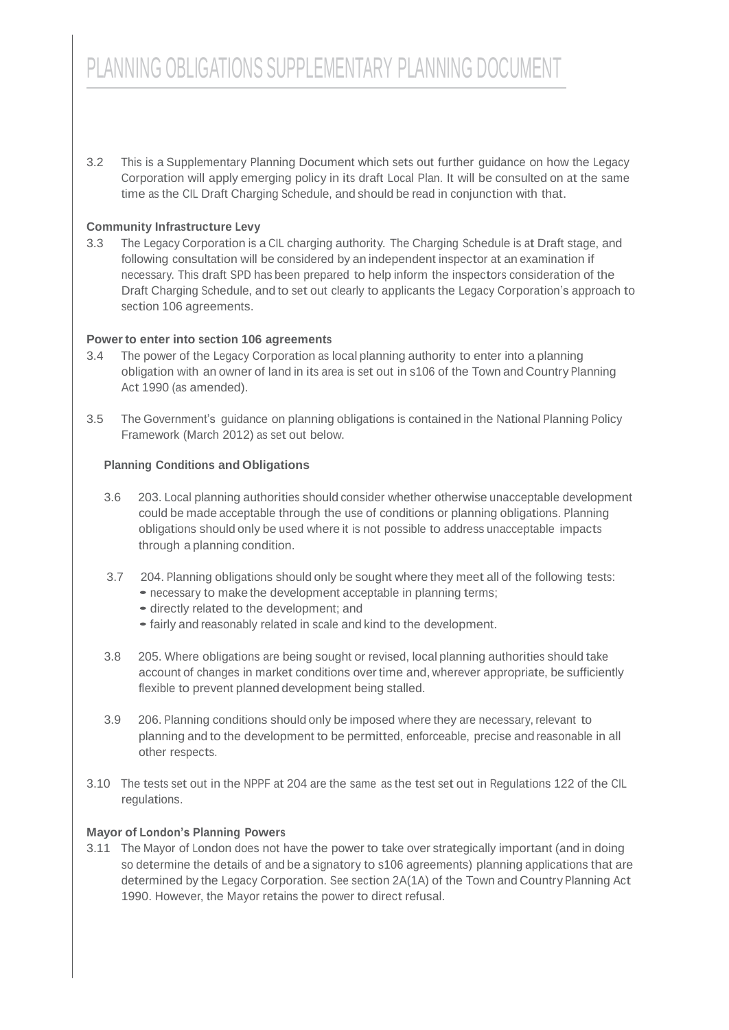3.2 This is a Supplementary Planning Document which sets out further guidance on how the Legacy Corporation will apply emerging policy in its draft Local Plan. It will be consulted on at the same time as the CIL Draft Charging Schedule, and should be read in conjunction with that.

**Community Infrastructure Levy**

3.3 The Legacy Corporation is a CIL charging authority. The Charging Schedule is at Draft stage, and following consultation will be considered by an independent inspector at an examination if necessary. This draft SPD has been prepared to help inform the inspectors consideration of the Draft Charging Schedule, and to set out clearly to applicants the Legacy Corporation's approach to section 106 agreements.

**Power to enter into section 106 agreements**

3.4 The power of the Legacy Corporation as local planning authority to enter into a planning obligation with an owner of land in its area is set out in s106 of the Town and Country Planning Act 1990 (as amended).

3.5 The Government's guidance on planning obligations is contained in the National Planning Policy Framework (March 2012) as set out below.

**Planning Conditions and Obligations**

3.6 203. Local planning authorities should consider whether otherwise unacceptable development could be made acceptable through the use of conditions or planning obligations. Planning obligations should only be used where it is not possible to address unacceptable impacts through a planning condition.

3.7 204. Planning obligations should only be sought where they meet all of the following tests:
- necessary to make the development acceptable in planning terms;
- directly related to the development; and
- fairly and reasonably related in scale and kind to the development.

3.8 205. Where obligations are being sought or revised, local planning authorities should take account of changes in market conditions over time and, wherever appropriate, be sufficiently flexible to prevent planned development being stalled.

3.9 206. Planning conditions should only be imposed where they are necessary, relevant to planning and to the development to be permitted, enforceable, precise and reasonable in all other respects.

3.10 The tests set out in the NPPF at 204 are the same as the test set out in Regulations 122 of the CIL regulations.

**Mayor of London's Planning Powers**

3.11 The Mayor of London does not have the power to take over strategically important (and in doing so determine the details of and be a signatory to s106 agreements) planning applications that are determined by the Legacy Corporation. See section 2A(1A) of the Town and Country Planning Act 1990. However, the Mayor retains the power to direct refusal.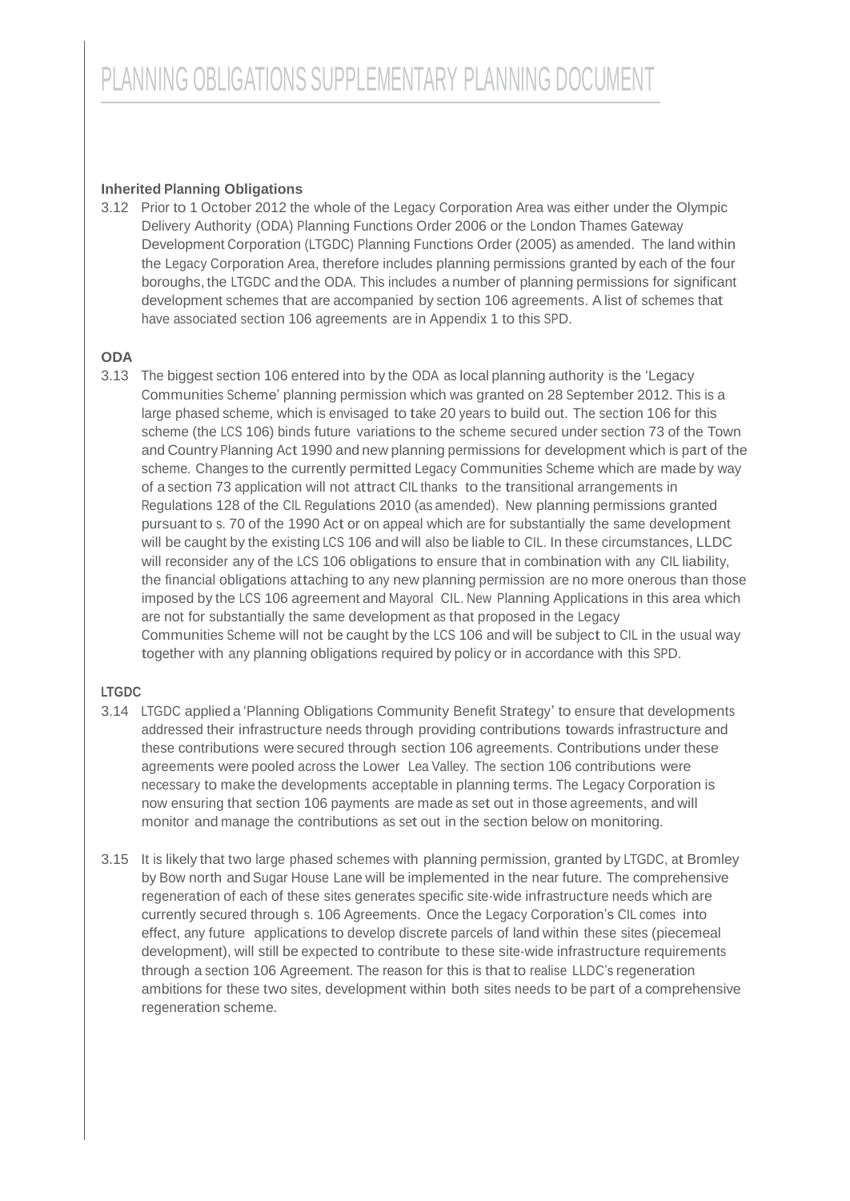**Inherited Planning Obligations**

3.12 Prior to 1 October 2012 the whole of the Legacy Corporation Area was either under the Olympic Delivery Authority (ODA) Planning Functions Order 2006 or the London Thames Gateway Development Corporation (LTGDC) Planning Functions Order (2005) as amended. The land within the Legacy Corporation Area, therefore includes planning permissions granted by each of the four boroughs, the LTGDC and the ODA. This includes a number of planning permissions for significant development schemes that are accompanied by section 106 agreements. A list of schemes that have associated section 106 agreements are in Appendix 1 to this SPD.

**ODA**

3.13 The biggest section 106 entered into by the ODA as local planning authority is the 'Legacy Communities Scheme' planning permission which was granted on 28 September 2012. This is a large phased scheme, which is envisaged to take 20 years to build out. The section 106 for this scheme (the LCS 106) binds future variations to the scheme secured under section 73 of the Town and Country Planning Act 1990 and new planning permissions for development which is part of the scheme. Changes to the currently permitted Legacy Communities Scheme which are made by way of a section 73 application will not attract CIL thanks to the transitional arrangements in Regulations 128 of the CIL Regulations 2010 (as amended). New planning permissions granted pursuant to s. 70 of the 1990 Act or on appeal which are for substantially the same development will be caught by the existing LCS 106 and will also be liable to CIL. In these circumstances, LLDC will reconsider any of the LCS 106 obligations to ensure that in combination with any CIL liability, the financial obligations attaching to any new planning permission are no more onerous than those imposed by the LCS 106 agreement and Mayoral CIL. New Planning Applications in this area which are not for substantially the same development as that proposed in the Legacy Communities Scheme will not be caught by the LCS 106 and will be subject to CIL in the usual way together with any planning obligations required by policy or in accordance with this SPD.

**LTGDC**

3.14 LTGDC applied a 'Planning Obligations Community Benefit Strategy' to ensure that developments addressed their infrastructure needs through providing contributions towards infrastructure and these contributions were secured through section 106 agreements. Contributions under these agreements were pooled across the Lower Lea Valley. The section 106 contributions were necessary to make the developments acceptable in planning terms. The Legacy Corporation is now ensuring that section 106 payments are made as set out in those agreements, and will monitor and manage the contributions as set out in the section below on monitoring.

3.15 It is likely that two large phased schemes with planning permission, granted by LTGDC, at Bromley by Bow north and Sugar House Lane will be implemented in the near future. The comprehensive regeneration of each of these sites generates specific site-wide infrastructure needs which are currently secured through s. 106 Agreements. Once the Legacy Corporation's CIL comes into effect, any future applications to develop discrete parcels of land within these sites (piecemeal development), will still be expected to contribute to these site-wide infrastructure requirements through a section 106 Agreement. The reason for this is that to realise LLDC's regeneration ambitions for these two sites, development within both sites needs to be part of a comprehensive regeneration scheme.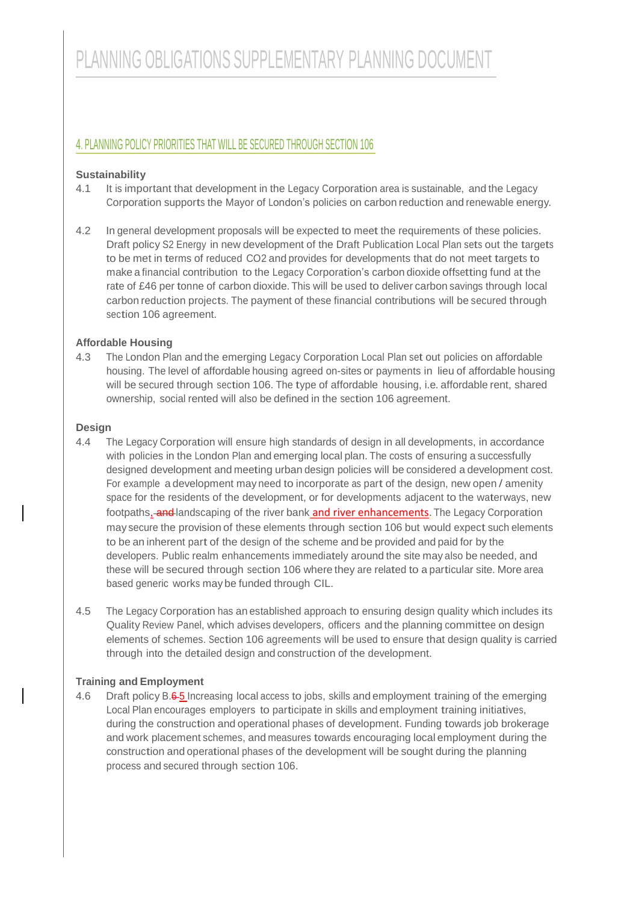## 4. PLANNING POLICY PRIORITIES THAT WILL BE SECURED THROUGH SECTION 106

**Sustainability**

4.1 It is important that development in the Legacy Corporation area is sustainable, and the Legacy Corporation supports the Mayor of London's policies on carbon reduction and renewable energy.

4.2 In general development proposals will be expected to meet the requirements of these policies. Draft policy S2 Energy in new development of the Draft Publication Local Plan sets out the targets to be met in terms of reduced $CO_2$ and provides for developments that do not meet targets to make a financial contribution to the Legacy Corporation's carbon dioxide offsetting fund at the rate of £46 per tonne of carbon dioxide. This will be used to deliver carbon savings through local carbon reduction projects. The payment of these financial contributions will be secured through section 106 agreement.

**Affordable Housing**

4.3 The London Plan and the emerging Legacy Corporation Local Plan set out policies on affordable housing. The level of affordable housing agreed on-sites or payments in lieu of affordable housing will be secured through section 106. The type of affordable housing, i.e. affordable rent, shared ownership, social rented will also be defined in the section 106 agreement.

**Design**

4.4 The Legacy Corporation will ensure high standards of design in all developments, in accordance with policies in the London Plan and emerging local plan. The costs of ensuring a successfully designed development and meeting urban design policies will be considered a development cost. For example a development may need to incorporate as part of the design, new open / amenity space for the residents of the development, or for developments adjacent to the waterways, new footpaths, ~~and~~ landscaping of the river bank and river enhancements. The Legacy Corporation may secure the provision of these elements through section 106 but would expect such elements to be an inherent part of the design of the scheme and be provided and paid for by the developers. Public realm enhancements immediately around the site may also be needed, and these will be secured through section 106 where they are related to a particular site. More area based generic works may be funded through CIL.

4.5 The Legacy Corporation has an established approach to ensuring design quality which includes its Quality Review Panel, which advises developers, officers and the planning committee on design elements of schemes. Section 106 agreements will be used to ensure that design quality is carried through into the detailed design and construction of the development.

**Training and Employment**

4.6 Draft policy B.~~6~~5 Increasing local access to jobs, skills and employment training of the emerging Local Plan encourages employers to participate in skills and employment training initiatives, during the construction and operational phases of development. Funding towards job brokerage and work placement schemes, and measures towards encouraging local employment during the construction and operational phases of the development will be sought during the planning process and secured through section 106.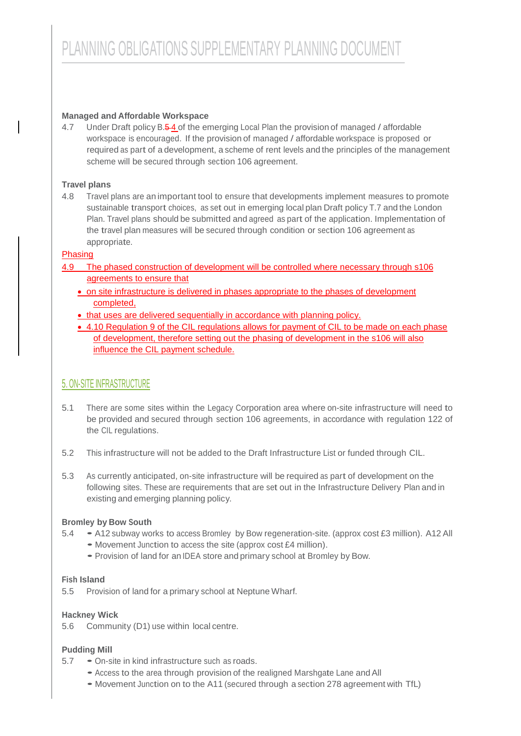**Managed and Affordable Workspace**

4.7 Under Draft policy B.~~5~~ 4 of the emerging Local Plan the provision of managed / affordable workspace is encouraged. If the provision of managed / affordable workspace is proposed or required as part of a development, a scheme of rent levels and the principles of the management scheme will be secured through section 106 agreement.

**Travel plans**

4.8 Travel plans are an important tool to ensure that developments implement measures to promote sustainable transport choices, as set out in emerging local plan Draft policy T.7 and the London Plan. Travel plans should be submitted and agreed as part of the application. Implementation of the travel plan measures will be secured through condition or section 106 agreement as appropriate.

Phasing

4.9 The phased construction of development will be controlled where necessary through s106 agreements to ensure that

- on site infrastructure is delivered in phases appropriate to the phases of development completed,
- that uses are delivered sequentially in accordance with planning policy.
- 4.10 Regulation 9 of the CIL regulations allows for payment of CIL to be made on each phase of development, therefore setting out the phasing of development in the s106 will also influence the CIL payment schedule.

## 5. ON-SITE INFRASTRUCTURE

5.1 There are some sites within the Legacy Corporation area where on-site infrastructure will need to be provided and secured through section 106 agreements, in accordance with regulation 122 of the CIL regulations.

5.2 This infrastructure will not be added to the Draft Infrastructure List or funded through CIL.

5.3 As currently anticipated, on-site infrastructure will be required as part of development on the following sites. These are requirements that are set out in the Infrastructure Delivery Plan and in existing and emerging planning policy.

**Bromley by Bow South**

5.4
- A12 subway works to access Bromley by Bow regeneration-site. (approx cost £3 million). A12 All
- Movement Junction to access the site (approx cost £4 million).
- Provision of land for an IDEA store and primary school at Bromley by Bow.

**Fish Island**

5.5 Provision of land for a primary school at Neptune Wharf.

**Hackney Wick**

5.6 Community (D1) use within local centre.

**Pudding Mill**

5.7
- On-site in kind infrastructure such as roads.
- Access to the area through provision of the realigned Marshgate Lane and All
- Movement Junction on to the A11 (secured through a section 278 agreement with TfL)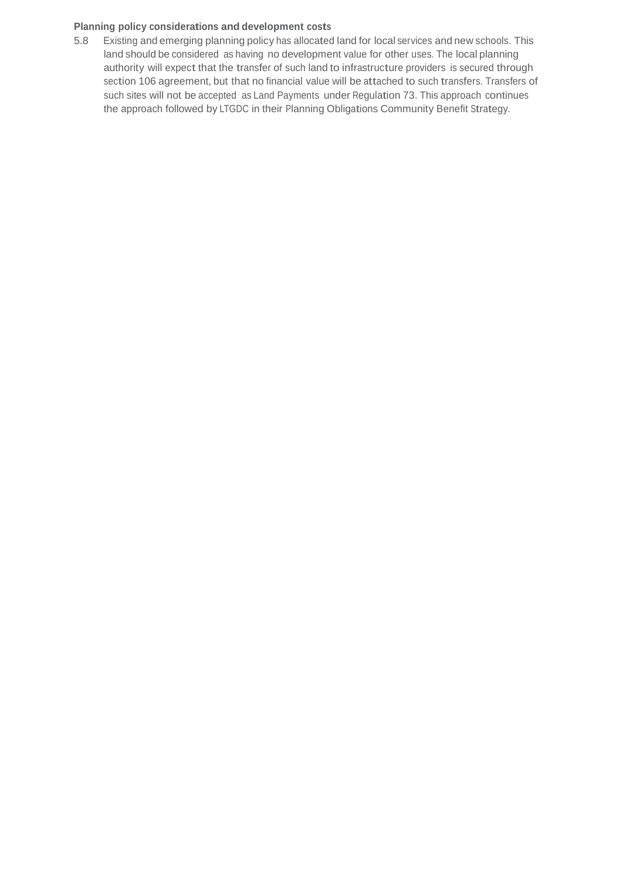**Planning policy considerations and development costs**

5.8 Existing and emerging planning policy has allocated land for local services and new schools. This land should be considered as having no development value for other uses. The local planning authority will expect that the transfer of such land to infrastructure providers is secured through section 106 agreement, but that no financial value will be attached to such transfers. Transfers of such sites will not be accepted as Land Payments under Regulation 73. This approach continues the approach followed by LTGDC in their Planning Obligations Community Benefit Strategy.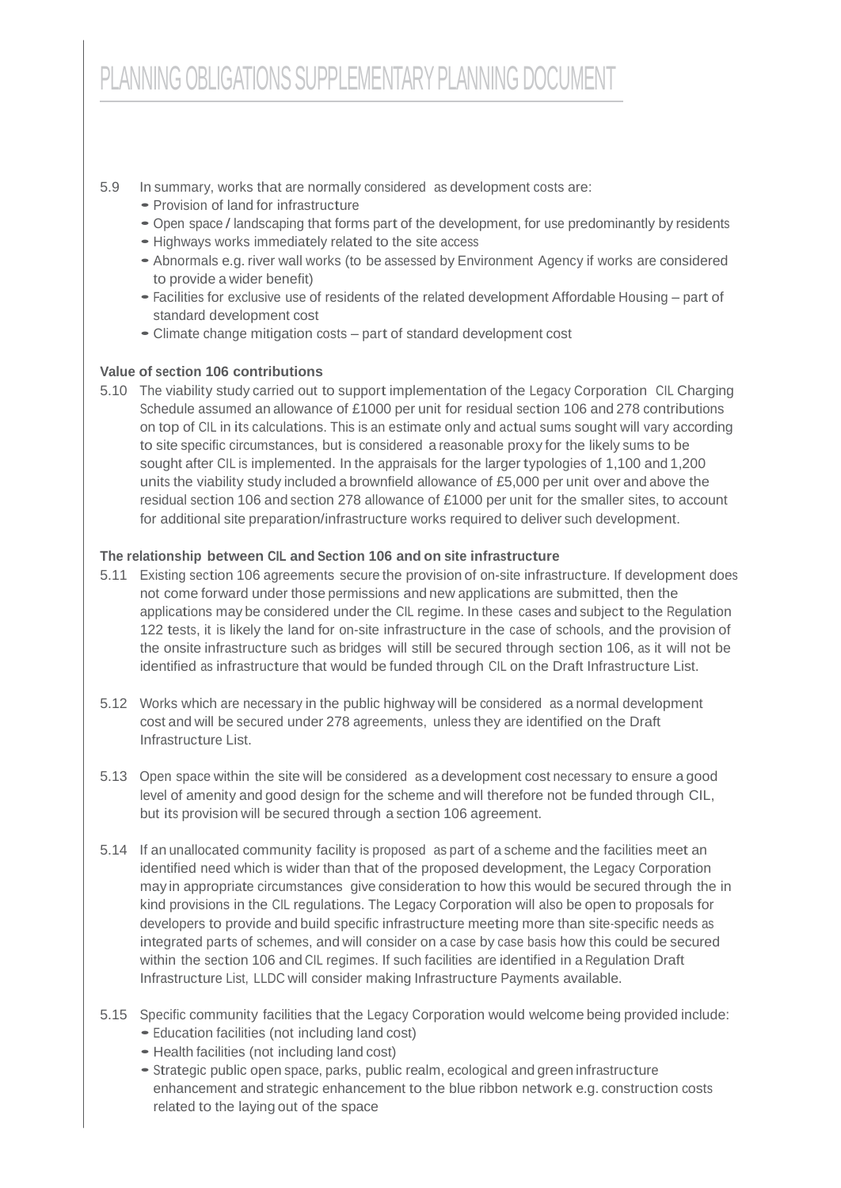5.9 In summary, works that are normally considered as development costs are:

- Provision of land for infrastructure
- Open space / landscaping that forms part of the development, for use predominantly by residents
- Highways works immediately related to the site access
- Abnormals e.g. river wall works (to be assessed by Environment Agency if works are considered to provide a wider benefit)
- Facilities for exclusive use of residents of the related development Affordable Housing – part of standard development cost
- Climate change mitigation costs – part of standard development cost

**Value of section 106 contributions**

5.10 The viability study carried out to support implementation of the Legacy Corporation CIL Charging Schedule assumed an allowance of £1000 per unit for residual section 106 and 278 contributions on top of CIL in its calculations. This is an estimate only and actual sums sought will vary according to site specific circumstances, but is considered a reasonable proxy for the likely sums to be sought after CIL is implemented. In the appraisals for the larger typologies of 1,100 and 1,200 units the viability study included a brownfield allowance of £5,000 per unit over and above the residual section 106 and section 278 allowance of £1000 per unit for the smaller sites, to account for additional site preparation/infrastructure works required to deliver such development.

**The relationship between CIL and Section 106 and on site infrastructure**

5.11 Existing section 106 agreements secure the provision of on-site infrastructure. If development does not come forward under those permissions and new applications are submitted, then the applications may be considered under the CIL regime. In these cases and subject to the Regulation 122 tests, it is likely the land for on-site infrastructure in the case of schools, and the provision of the onsite infrastructure such as bridges will still be secured through section 106, as it will not be identified as infrastructure that would be funded through CIL on the Draft Infrastructure List.

5.12 Works which are necessary in the public highway will be considered as a normal development cost and will be secured under 278 agreements, unless they are identified on the Draft Infrastructure List.

5.13 Open space within the site will be considered as a development cost necessary to ensure a good level of amenity and good design for the scheme and will therefore not be funded through CIL, but its provision will be secured through a section 106 agreement.

5.14 If an unallocated community facility is proposed as part of a scheme and the facilities meet an identified need which is wider than that of the proposed development, the Legacy Corporation may in appropriate circumstances give consideration to how this would be secured through the in kind provisions in the CIL regulations. The Legacy Corporation will also be open to proposals for developers to provide and build specific infrastructure meeting more than site-specific needs as integrated parts of schemes, and will consider on a case by case basis how this could be secured within the section 106 and CIL regimes. If such facilities are identified in a Regulation Draft Infrastructure List, LLDC will consider making Infrastructure Payments available.

5.15 Specific community facilities that the Legacy Corporation would welcome being provided include:

- Education facilities (not including land cost)
- Health facilities (not including land cost)
- Strategic public open space, parks, public realm, ecological and green infrastructure enhancement and strategic enhancement to the blue ribbon network e.g. construction costs related to the laying out of the space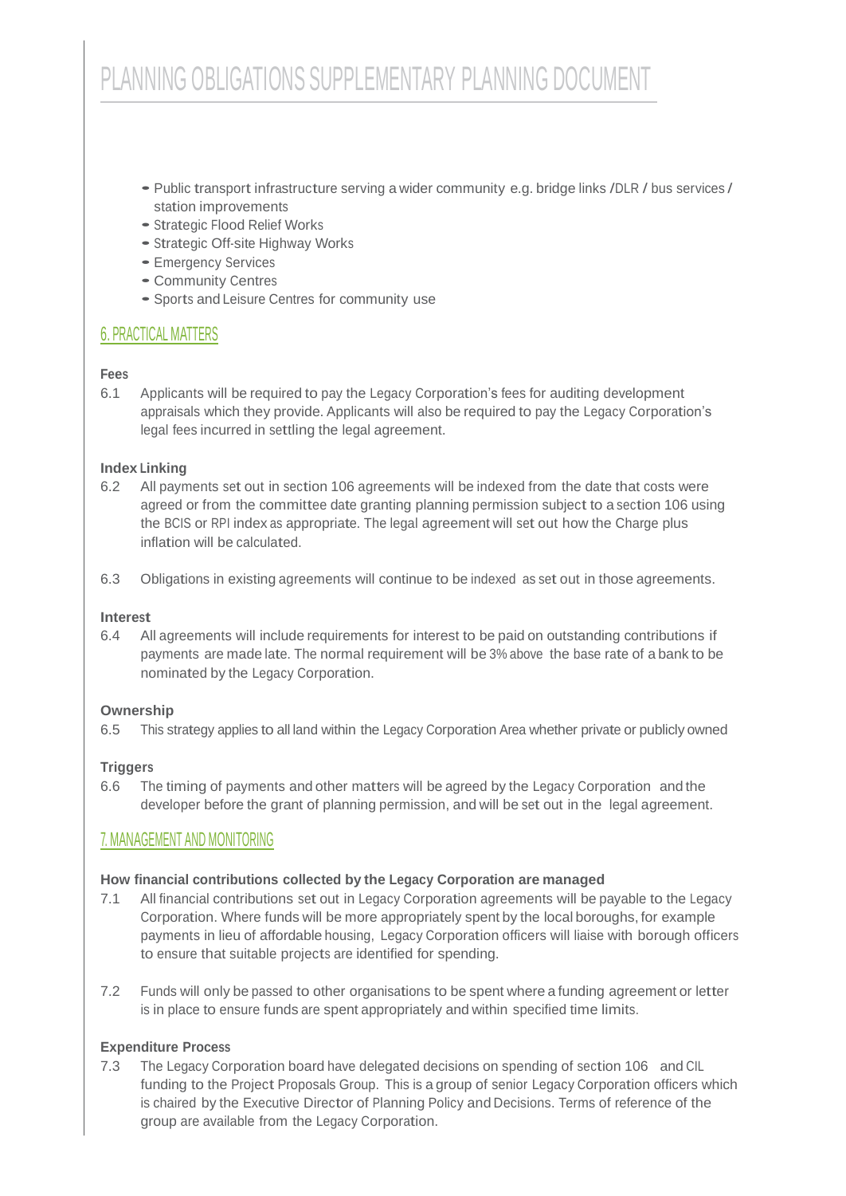- Public transport infrastructure serving a wider community e.g. bridge links /DLR / bus services / station improvements
- Strategic Flood Relief Works
- Strategic Off-site Highway Works
- Emergency Services
- Community Centres
- Sports and Leisure Centres for community use

## 6. PRACTICAL MATTERS

**Fees**

6.1 Applicants will be required to pay the Legacy Corporation's fees for auditing development appraisals which they provide. Applicants will also be required to pay the Legacy Corporation's legal fees incurred in settling the legal agreement.

**Index Linking**

6.2 All payments set out in section 106 agreements will be indexed from the date that costs were agreed or from the committee date granting planning permission subject to a section 106 using the BCIS or RPI index as appropriate. The legal agreement will set out how the Charge plus inflation will be calculated.

6.3 Obligations in existing agreements will continue to be indexed as set out in those agreements.

**Interest**

6.4 All agreements will include requirements for interest to be paid on outstanding contributions if payments are made late. The normal requirement will be 3% above the base rate of a bank to be nominated by the Legacy Corporation.

**Ownership**

6.5 This strategy applies to all land within the Legacy Corporation Area whether private or publicly owned

**Triggers**

6.6 The timing of payments and other matters will be agreed by the Legacy Corporation and the developer before the grant of planning permission, and will be set out in the legal agreement.

## 7. MANAGEMENT AND MONITORING

**How financial contributions collected by the Legacy Corporation are managed**

7.1 All financial contributions set out in Legacy Corporation agreements will be payable to the Legacy Corporation. Where funds will be more appropriately spent by the local boroughs, for example payments in lieu of affordable housing, Legacy Corporation officers will liaise with borough officers to ensure that suitable projects are identified for spending.

7.2 Funds will only be passed to other organisations to be spent where a funding agreement or letter is in place to ensure funds are spent appropriately and within specified time limits.

**Expenditure Process**

7.3 The Legacy Corporation board have delegated decisions on spending of section 106 and CIL funding to the Project Proposals Group. This is a group of senior Legacy Corporation officers which is chaired by the Executive Director of Planning Policy and Decisions. Terms of reference of the group are available from the Legacy Corporation.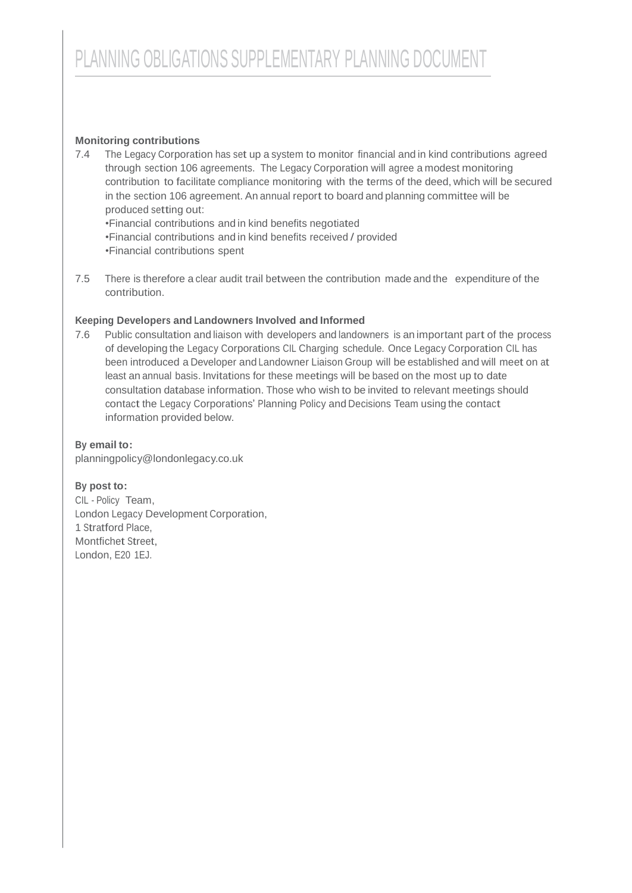**Monitoring contributions**

7.4 The Legacy Corporation has set up a system to monitor financial and in kind contributions agreed through section 106 agreements. The Legacy Corporation will agree a modest monitoring contribution to facilitate compliance monitoring with the terms of the deed, which will be secured in the section 106 agreement. An annual report to board and planning committee will be produced setting out:

- Financial contributions and in kind benefits negotiated
- Financial contributions and in kind benefits received / provided
- Financial contributions spent

7.5 There is therefore a clear audit trail between the contribution made and the expenditure of the contribution.

**Keeping Developers and Landowners Involved and Informed**

7.6 Public consultation and liaison with developers and landowners is an important part of the process of developing the Legacy Corporations CIL Charging schedule. Once Legacy Corporation CIL has been introduced a Developer and Landowner Liaison Group will be established and will meet on at least an annual basis. Invitations for these meetings will be based on the most up to date consultation database information. Those who wish to be invited to relevant meetings should contact the Legacy Corporations' Planning Policy and Decisions Team using the contact information provided below.

**By email to:**
planningpolicy@londonlegacy.co.uk

**By post to:**
CIL - Policy Team,
London Legacy Development Corporation,
1 Stratford Place,
Montfichet Street,
London, E20 1EJ.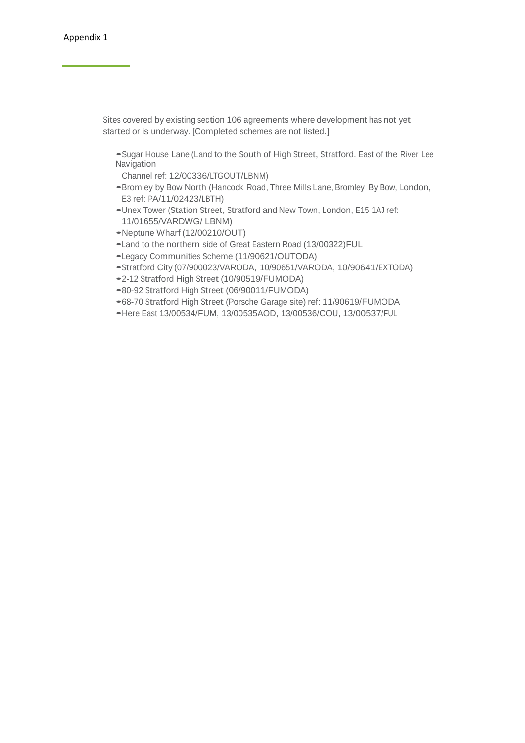Appendix 1

Sites covered by existing section 106 agreements where development has not yet started or is underway. [Completed schemes are not listed.]

- Sugar House Lane (Land to the South of High Street, Stratford. East of the River Lee Navigation Channel ref: 12/00336/LTGOUT/LBNM)
- Bromley by Bow North (Hancock Road, Three Mills Lane, Bromley By Bow, London, E3 ref: PA/11/02423/LBTH)
- Unex Tower (Station Street, Stratford and New Town, London, E15 1AJ ref: 11/01655/VARDWG/ LBNM)
- Neptune Wharf (12/00210/OUT)
- Land to the northern side of Great Eastern Road (13/00322)FUL
- Legacy Communities Scheme (11/90621/OUTODA)
- Stratford City (07/900023/VARODA, 10/90651/VARODA, 10/90641/EXTODA)
- 2-12 Stratford High Street (10/90519/FUMODA)
- 80-92 Stratford High Street (06/90011/FUMODA)
- 68-70 Stratford High Street (Porsche Garage site) ref: 11/90619/FUMODA
- Here East 13/00534/FUM, 13/00535AOD, 13/00536/COU, 13/00537/FUL